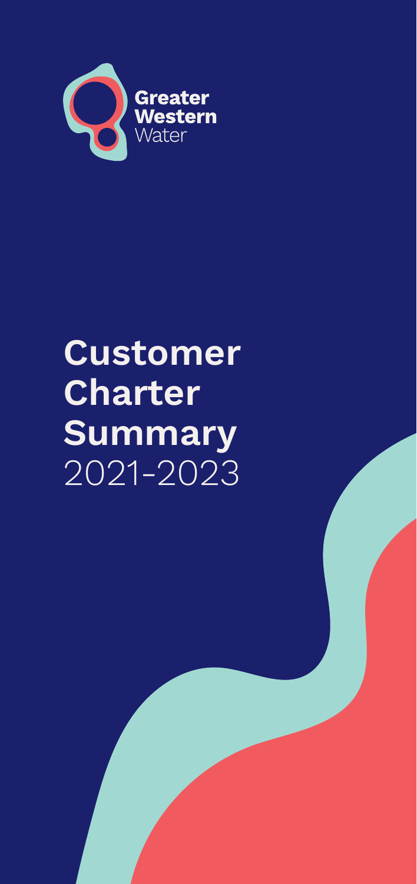Greater Western Water

# Customer Charter Summary

2021-2023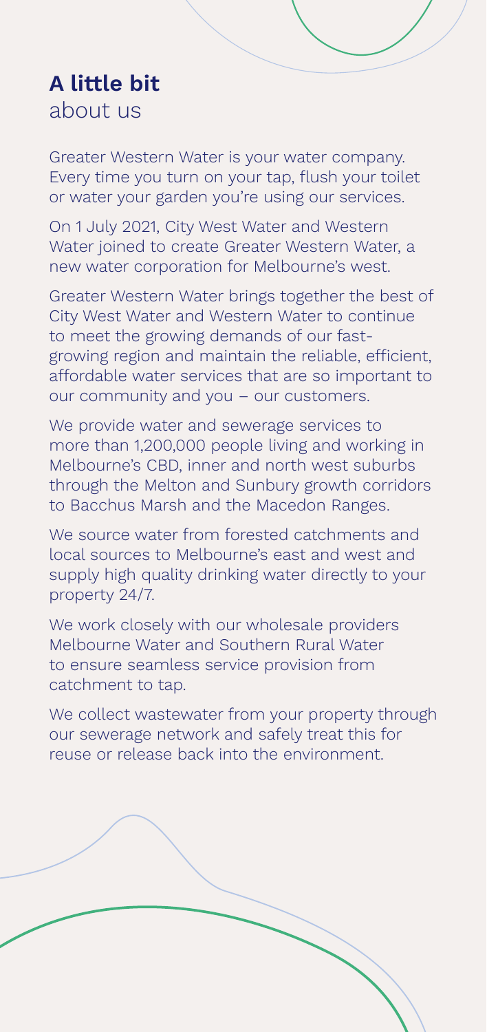## **A little bit** about us

Greater Western Water is your water company. Every time you turn on your tap, flush your toilet or water your garden you're using our services.

On 1 July 2021, City West Water and Western Water joined to create Greater Western Water, a new water corporation for Melbourne's west.

Greater Western Water brings together the best of City West Water and Western Water to continue to meet the growing demands of our fast-growing region and maintain the reliable, efficient, affordable water services that are so important to our community and you – our customers.

We provide water and sewerage services to more than 1,200,000 people living and working in Melbourne's CBD, inner and north west suburbs through the Melton and Sunbury growth corridors to Bacchus Marsh and the Macedon Ranges.

We source water from forested catchments and local sources to Melbourne's east and west and supply high quality drinking water directly to your property 24/7.

We work closely with our wholesale providers Melbourne Water and Southern Rural Water to ensure seamless service provision from catchment to tap.

We collect wastewater from your property through our sewerage network and safely treat this for reuse or release back into the environment.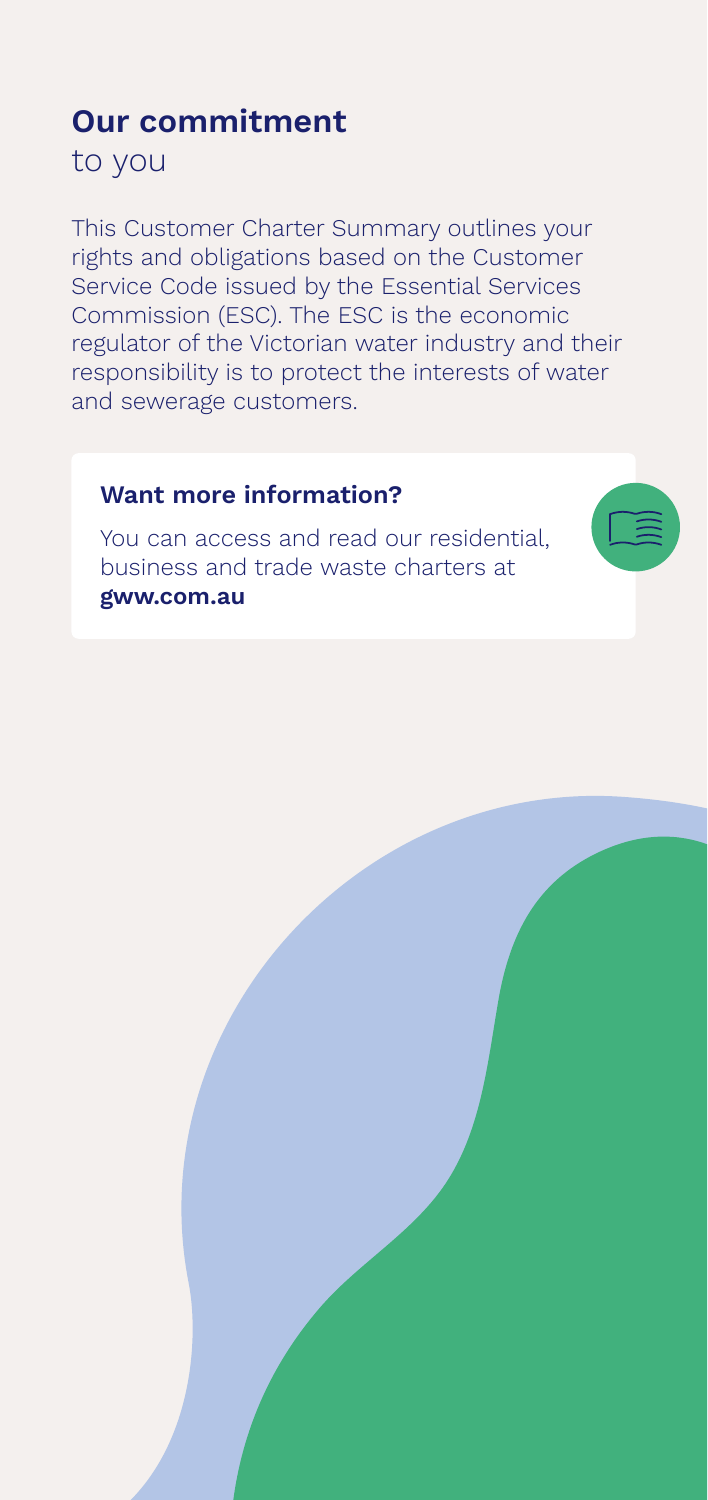## **Our commitment**
to you

This Customer Charter Summary outlines your rights and obligations based on the Customer Service Code issued by the Essential Services Commission (ESC). The ESC is the economic regulator of the Victorian water industry and their responsibility is to protect the interests of water and sewerage customers.

### **Want more information?**

You can access and read our residential, business and trade waste charters at **gww.com.au**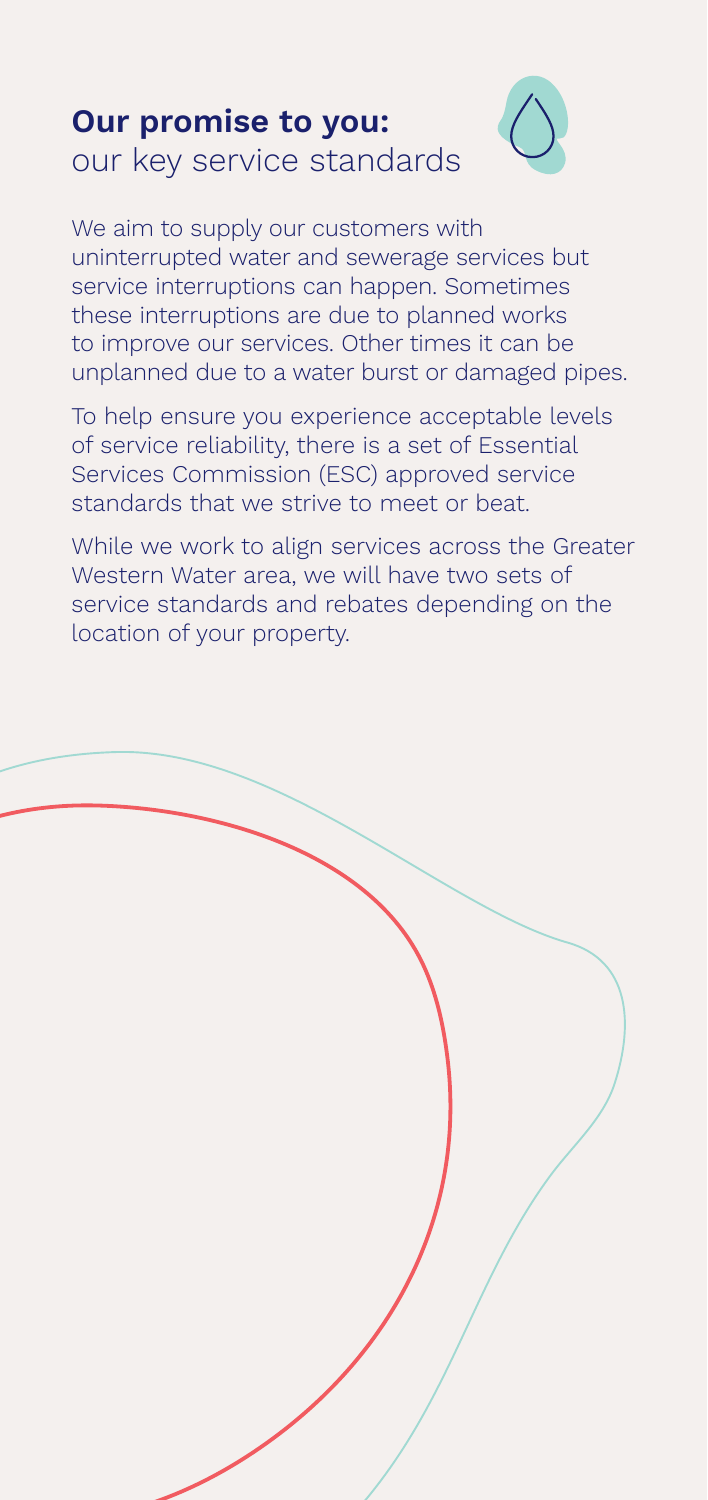## **Our promise to you:** our key service standards

We aim to supply our customers with uninterrupted water and sewerage services but service interruptions can happen. Sometimes these interruptions are due to planned works to improve our services. Other times it can be unplanned due to a water burst or damaged pipes.

To help ensure you experience acceptable levels of service reliability, there is a set of Essential Services Commission (ESC) approved service standards that we strive to meet or beat.

While we work to align services across the Greater Western Water area, we will have two sets of service standards and rebates depending on the location of your property.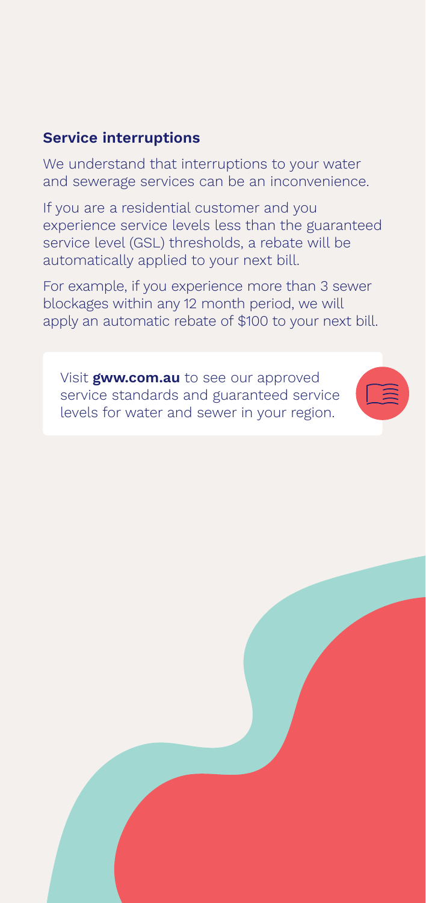### Service interruptions

We understand that interruptions to your water and sewerage services can be an inconvenience.

If you are a residential customer and you experience service levels less than the guaranteed service level (GSL) thresholds, a rebate will be automatically applied to your next bill.

For example, if you experience more than 3 sewer blockages within any 12 month period, we will apply an automatic rebate of $100 to your next bill.

Visit **gww.com.au** to see our approved service standards and guaranteed service levels for water and sewer in your region.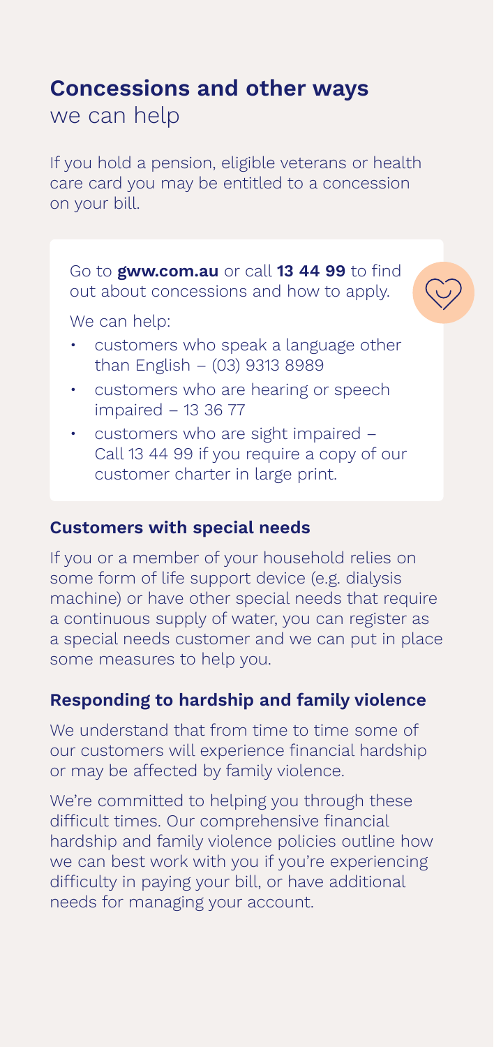## **Concessions and other ways** we can help

If you hold a pension, eligible veterans or health care card you may be entitled to a concession on your bill.

Go to **gww.com.au** or call **13 44 99** to find out about concessions and how to apply.

We can help:

- customers who speak a language other than English – (03) 9313 8989
- customers who are hearing or speech impaired – 13 36 77
- customers who are sight impaired – Call 13 44 99 if you require a copy of our customer charter in large print.

### Customers with special needs

If you or a member of your household relies on some form of life support device (e.g. dialysis machine) or have other special needs that require a continuous supply of water, you can register as a special needs customer and we can put in place some measures to help you.

### Responding to hardship and family violence

We understand that from time to time some of our customers will experience financial hardship or may be affected by family violence.

We're committed to helping you through these difficult times. Our comprehensive financial hardship and family violence policies outline how we can best work with you if you're experiencing difficulty in paying your bill, or have additional needs for managing your account.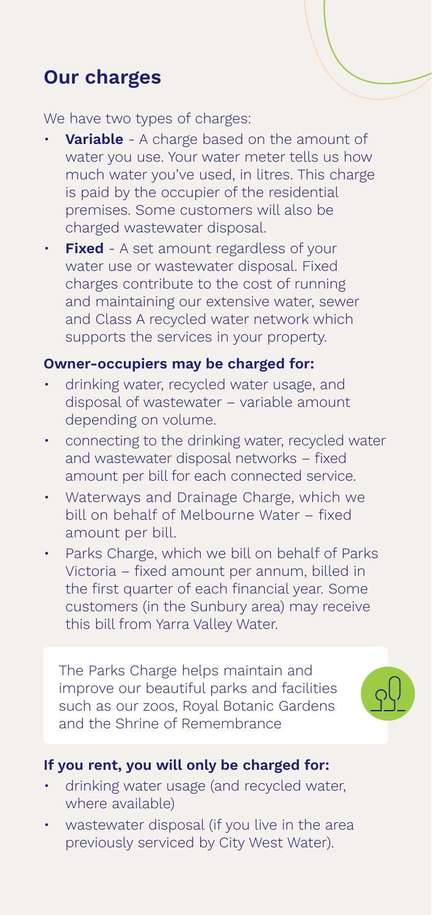## Our charges

We have two types of charges:

- **Variable** - A charge based on the amount of water you use. Your water meter tells us how much water you've used, in litres. This charge is paid by the occupier of the residential premises. Some customers will also be charged wastewater disposal.
- **Fixed** - A set amount regardless of your water use or wastewater disposal. Fixed charges contribute to the cost of running and maintaining our extensive water, sewer and Class A recycled water network which supports the services in your property.

### Owner-occupiers may be charged for:

- drinking water, recycled water usage, and disposal of wastewater – variable amount depending on volume.
- connecting to the drinking water, recycled water and wastewater disposal networks – fixed amount per bill for each connected service.
- Waterways and Drainage Charge, which we bill on behalf of Melbourne Water – fixed amount per bill.
- Parks Charge, which we bill on behalf of Parks Victoria – fixed amount per annum, billed in the first quarter of each financial year. Some customers (in the Sunbury area) may receive this bill from Yarra Valley Water.

The Parks Charge helps maintain and improve our beautiful parks and facilities such as our zoos, Royal Botanic Gardens and the Shrine of Remembrance

### If you rent, you will only be charged for:

- drinking water usage (and recycled water, where available)
- wastewater disposal (if you live in the area previously serviced by City West Water).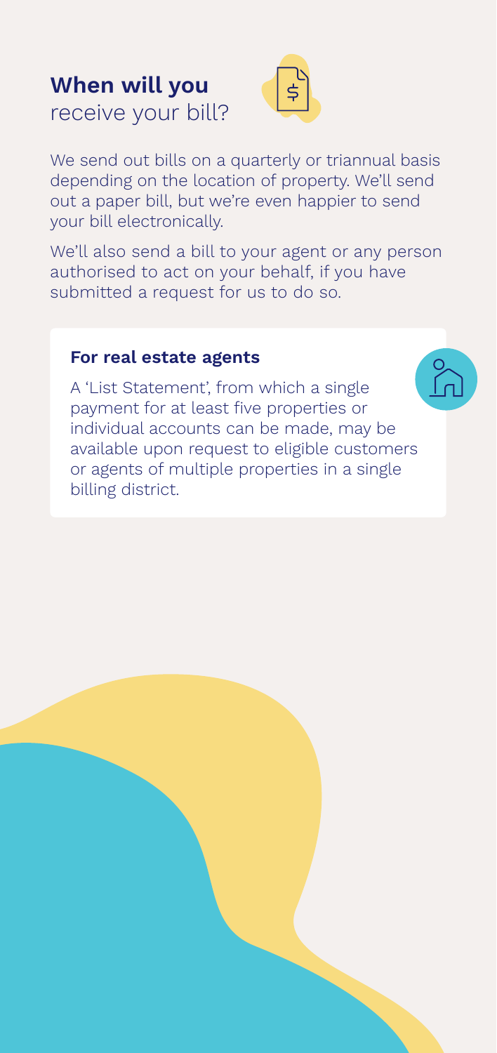## **When will you** receive your bill?

We send out bills on a quarterly or triannual basis depending on the location of property. We'll send out a paper bill, but we're even happier to send your bill electronically.

We'll also send a bill to your agent or any person authorised to act on your behalf, if you have submitted a request for us to do so.

### For real estate agents

A 'List Statement', from which a single payment for at least five properties or individual accounts can be made, may be available upon request to eligible customers or agents of multiple properties in a single billing district.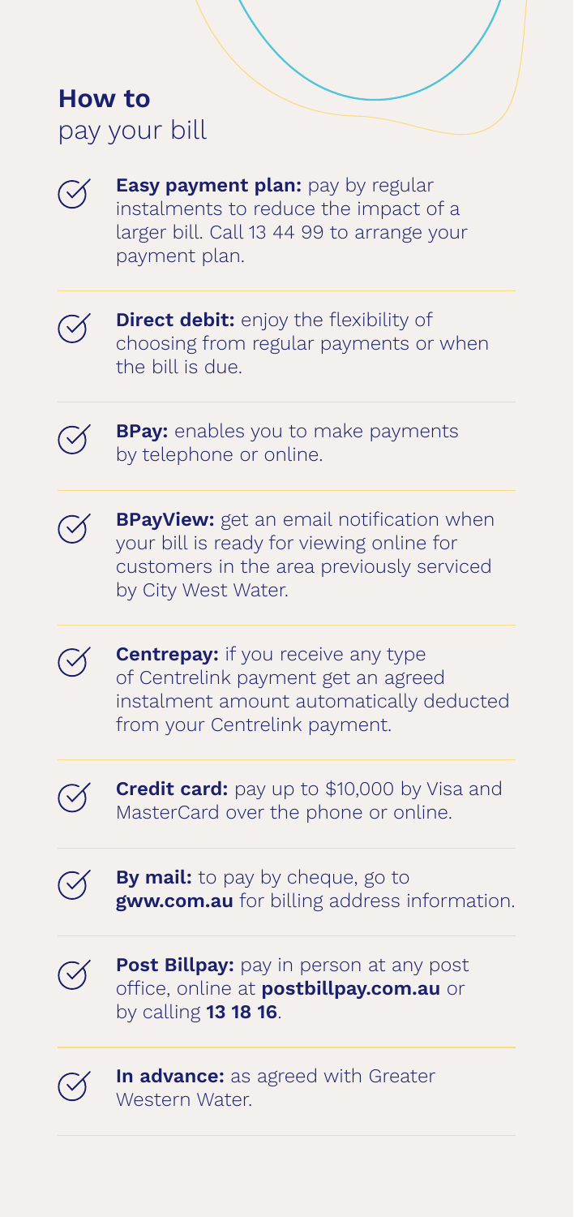## How to pay your bill

- **Easy payment plan:** pay by regular instalments to reduce the impact of a larger bill. Call 13 44 99 to arrange your payment plan.
- **Direct debit:** enjoy the flexibility of choosing from regular payments or when the bill is due.
- **BPay:** enables you to make payments by telephone or online.
- **BPayView:** get an email notification when your bill is ready for viewing online for customers in the area previously serviced by City West Water.
- **Centrepay:** if you receive any type of Centrelink payment get an agreed instalment amount automatically deducted from your Centrelink payment.
- **Credit card:** pay up to $10,000 by Visa and MasterCard over the phone or online.
- **By mail:** to pay by cheque, go to **gww.com.au** for billing address information.
- **Post Billpay:** pay in person at any post office, online at **postbillpay.com.au** or by calling **13 18 16**.
- **In advance:** as agreed with Greater Western Water.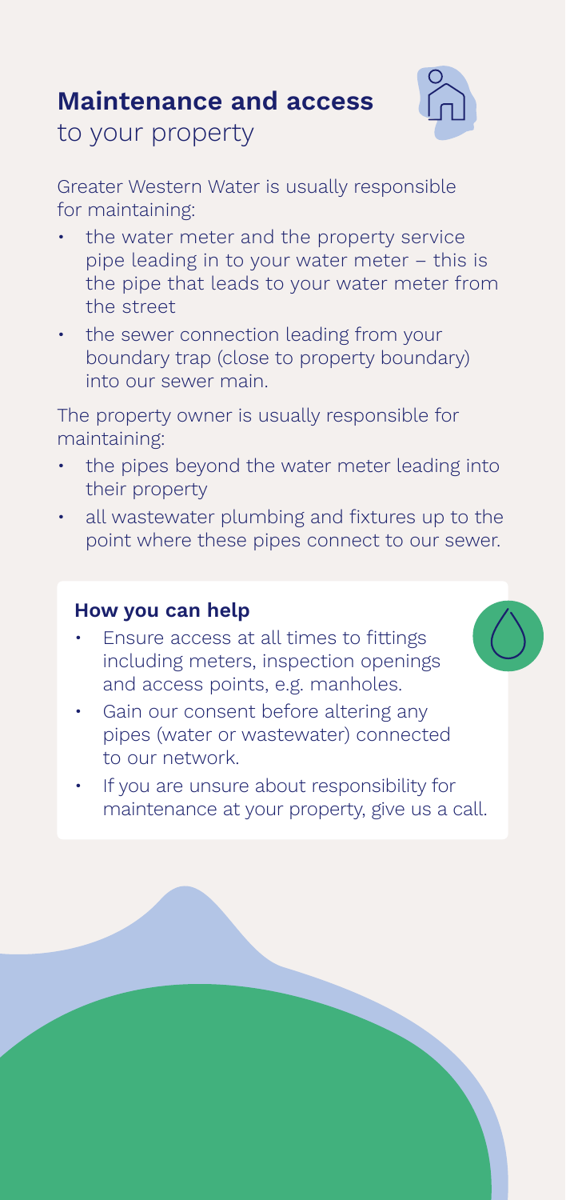## Maintenance and access
to your property

Greater Western Water is usually responsible for maintaining:

- the water meter and the property service pipe leading in to your water meter – this is the pipe that leads to your water meter from the street
- the sewer connection leading from your boundary trap (close to property boundary) into our sewer main.

The property owner is usually responsible for maintaining:

- the pipes beyond the water meter leading into their property
- all wastewater plumbing and fixtures up to the point where these pipes connect to our sewer.

### How you can help

- Ensure access at all times to fittings including meters, inspection openings and access points, e.g. manholes.
- Gain our consent before altering any pipes (water or wastewater) connected to our network.
- If you are unsure about responsibility for maintenance at your property, give us a call.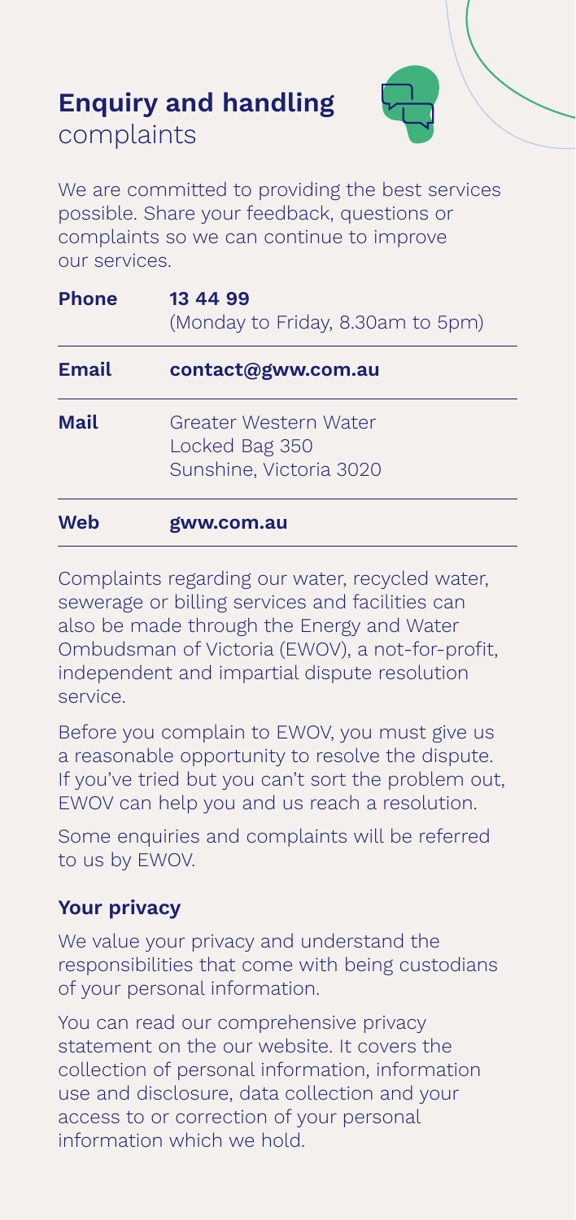# Enquiry and handling complaints

We are committed to providing the best services possible. Share your feedback, questions or complaints so we can continue to improve our services.

| | |
|---|---|
| **Phone** | **13 44 99** (Monday to Friday, 8.30am to 5pm) |
| **Email** | **contact@gww.com.au** |
| **Mail** | Greater Western Water<br>Locked Bag 350<br>Sunshine, Victoria 3020 |
| **Web** | **gww.com.au** |

Complaints regarding our water, recycled water, sewerage or billing services and facilities can also be made through the Energy and Water Ombudsman of Victoria (EWOV), a not-for-profit, independent and impartial dispute resolution service.

Before you complain to EWOV, you must give us a reasonable opportunity to resolve the dispute. If you've tried but you can't sort the problem out, EWOV can help you and us reach a resolution.

Some enquiries and complaints will be referred to us by EWOV.

## Your privacy

We value your privacy and understand the responsibilities that come with being custodians of your personal information.

You can read our comprehensive privacy statement on the our website. It covers the collection of personal information, information use and disclosure, data collection and your access to or correction of your personal information which we hold.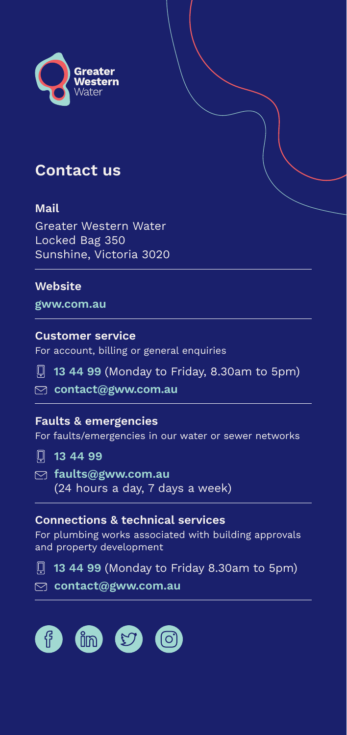Greater Western Water

## Contact us

### Mail

Greater Western Water
Locked Bag 350
Sunshine, Victoria 3020

### Website

**gww.com.au**

### Customer service

For account, billing or general enquiries

**13 44 99** (Monday to Friday, 8.30am to 5pm)

**contact@gww.com.au**

### Faults & emergencies

For faults/emergencies in our water or sewer networks

**13 44 99**

**faults@gww.com.au**
(24 hours a day, 7 days a week)

### Connections & technical services

For plumbing works associated with building approvals and property development

**13 44 99** (Monday to Friday 8.30am to 5pm)

**contact@gww.com.au**